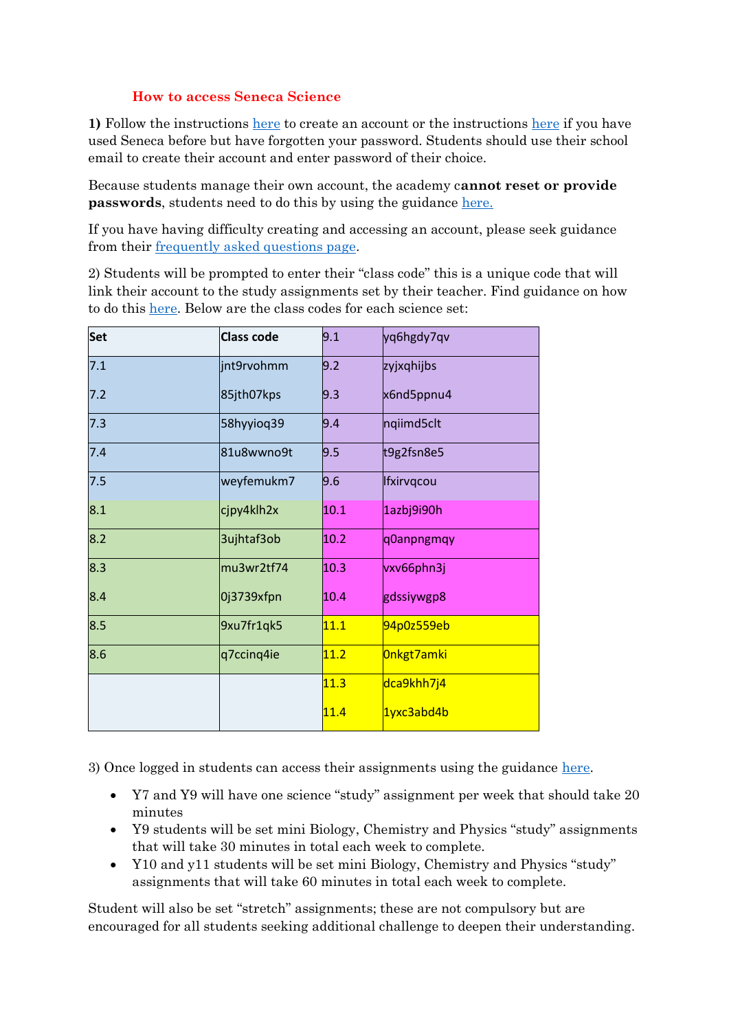## How to access Seneca Science

**1)** Follow the instructions [here]() to create an account or the instructions [here]() if you have used Seneca before but have forgotten your password. Students should use their school email to create their account and enter password of their choice.

Because students manage their own account, the academy c**annot reset or provide passwords**, students need to do this by using the guidance [here.]()

If you have having difficulty creating and accessing an account, please seek guidance from their [frequently asked questions page]().

2) Students will be prompted to enter their "class code" this is a unique code that will link their account to the study assignments set by their teacher. Find guidance on how to do this [here](). Below are the class codes for each science set:

| Set | Class code | | |
|---|---|---|---|
| | | 9.1 | yq6hgdy7qv |
| 7.1 | jnt9rvohmm | 9.2 | zyjxqhijbs |
| 7.2 | 85jth07kps | 9.3 | x6nd5ppnu4 |
| 7.3 | 58hyyioq39 | 9.4 | nqiimd5clt |
| 7.4 | 81u8wwno9t | 9.5 | t9g2fsn8e5 |
| 7.5 | weyfemukm7 | 9.6 | lfxirvqcou |
| 8.1 | cjpy4klh2x | 10.1 | 1azbj9i90h |
| 8.2 | 3ujhtaf3ob | 10.2 | q0anpngmqy |
| 8.3 | mu3wr2tf74 | 10.3 | vxv66phn3j |
| 8.4 | 0j3739xfpn | 10.4 | gdssiywgp8 |
| 8.5 | 9xu7fr1qk5 | 11.1 | 94p0z559eb |
| 8.6 | q7ccinq4ie | 11.2 | 0nkgt7amki |
| | | 11.3 | dca9khh7j4 |
| | | 11.4 | 1yxc3abd4b |

3) Once logged in students can access their assignments using the guidance [here]().

- Y7 and Y9 will have one science "study" assignment per week that should take 20 minutes
- Y9 students will be set mini Biology, Chemistry and Physics "study" assignments that will take 30 minutes in total each week to complete.
- Y10 and y11 students will be set mini Biology, Chemistry and Physics "study" assignments that will take 60 minutes in total each week to complete.

Student will also be set "stretch" assignments; these are not compulsory but are encouraged for all students seeking additional challenge to deepen their understanding.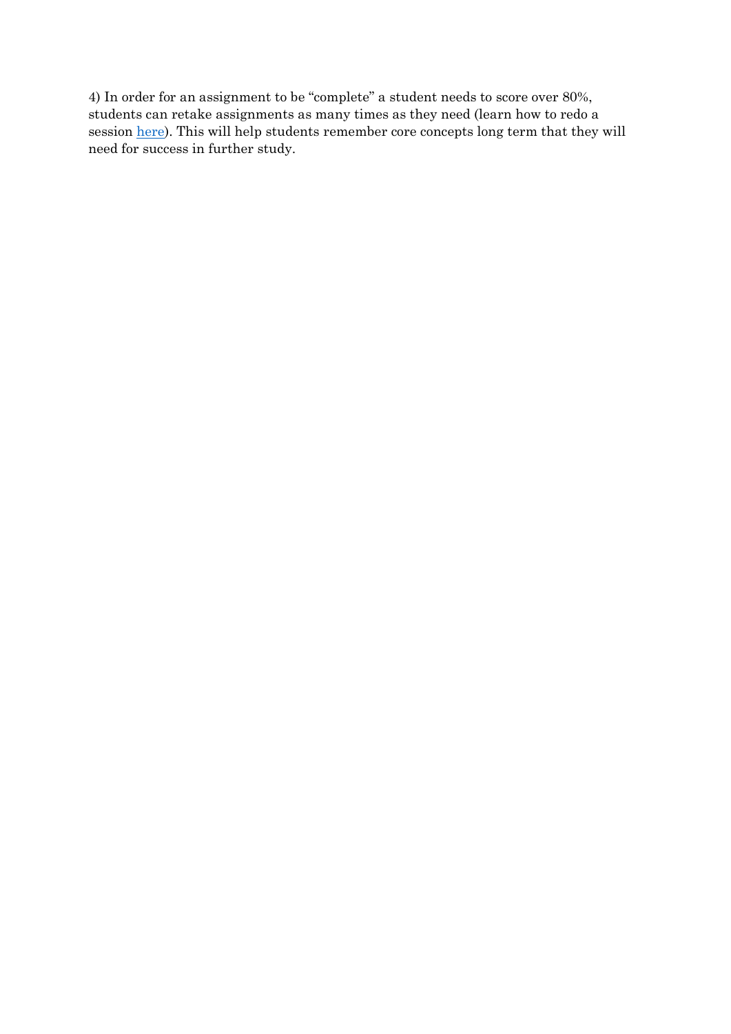4) In order for an assignment to be "complete" a student needs to score over 80%, students can retake assignments as many times as they need (learn how to redo a session here). This will help students remember core concepts long term that they will need for success in further study.